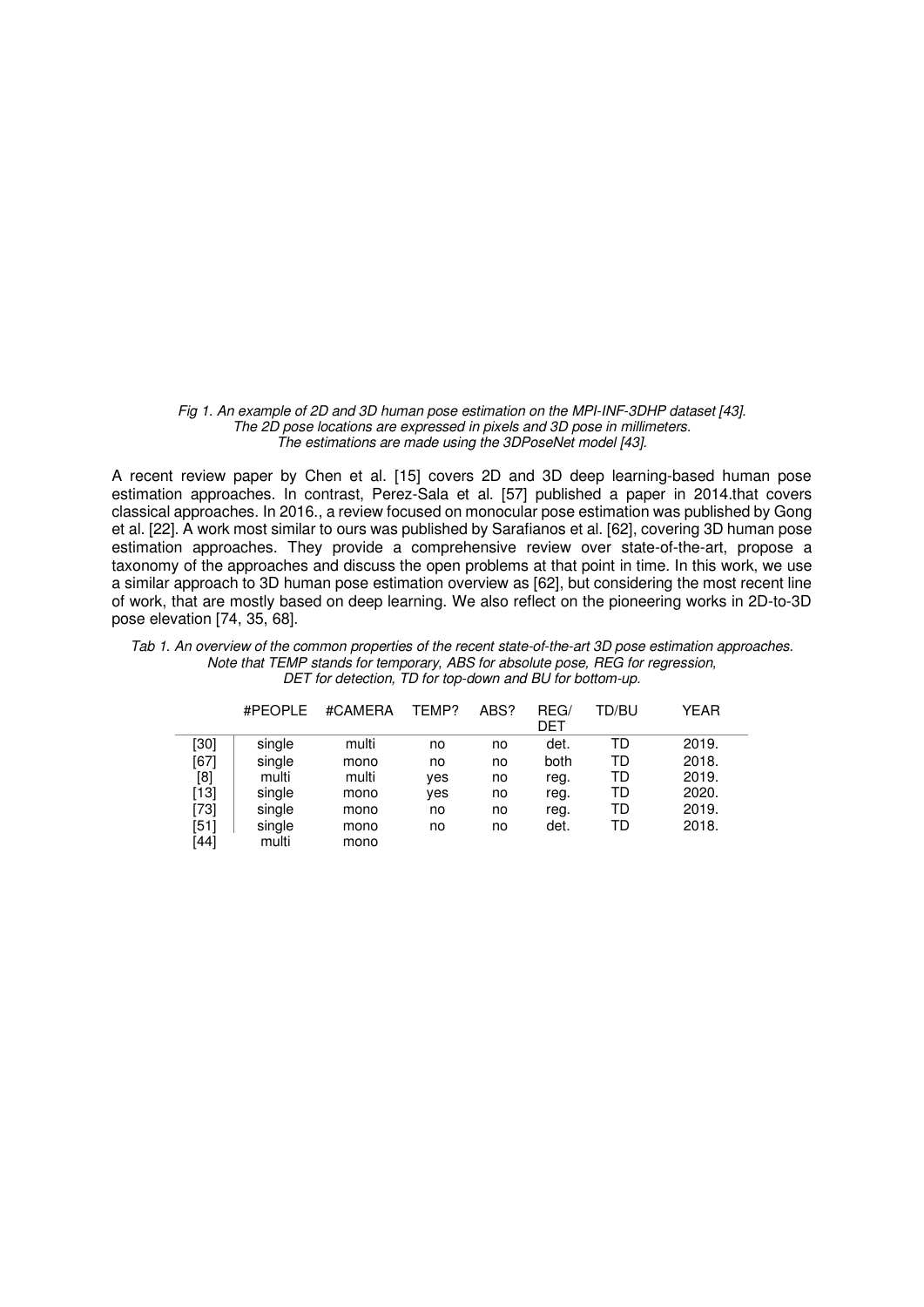*Fig 1. An example of 2D and 3D human pose estimation on the MPI-INF-3DHP dataset [43].*
*The 2D pose locations are expressed in pixels and 3D pose in millimeters.*
*The estimations are made using the 3DPoseNet model [43].*

A recent review paper by Chen et al. [15] covers 2D and 3D deep learning-based human pose estimation approaches. In contrast, Perez-Sala et al. [57] published a paper in 2014.that covers classical approaches. In 2016., a review focused on monocular pose estimation was published by Gong et al. [22]. A work most similar to ours was published by Sarafianos et al. [62], covering 3D human pose estimation approaches. They provide a comprehensive review over state-of-the-art, propose a taxonomy of the approaches and discuss the open problems at that point in time. In this work, we use a similar approach to 3D human pose estimation overview as [62], but considering the most recent line of work, that are mostly based on deep learning. We also reflect on the pioneering works in 2D-to-3D pose elevation [74, 35, 68].

*Tab 1. An overview of the common properties of the recent state-of-the-art 3D pose estimation approaches.*
*Note that TEMP stands for temporary, ABS for absolute pose, REG for regression,*
*DET for detection, TD for top-down and BU for bottom-up.*

| | #PEOPLE | #CAMERA | TEMP? | ABS? | REG/ DET | TD/BU | YEAR |
|---|---|---|---|---|---|---|---|
| [30] | single | multi | no | no | det. | TD | 2019. |
| [67] | single | mono | no | no | both | TD | 2018. |
| [8] | multi | multi | yes | no | reg. | TD | 2019. |
| [13] | single | mono | yes | no | reg. | TD | 2020. |
| [73] | single | mono | no | no | reg. | TD | 2019. |
| [51] | single | mono | no | no | det. | TD | 2018. |
| [44] | multi | mono | | | | | |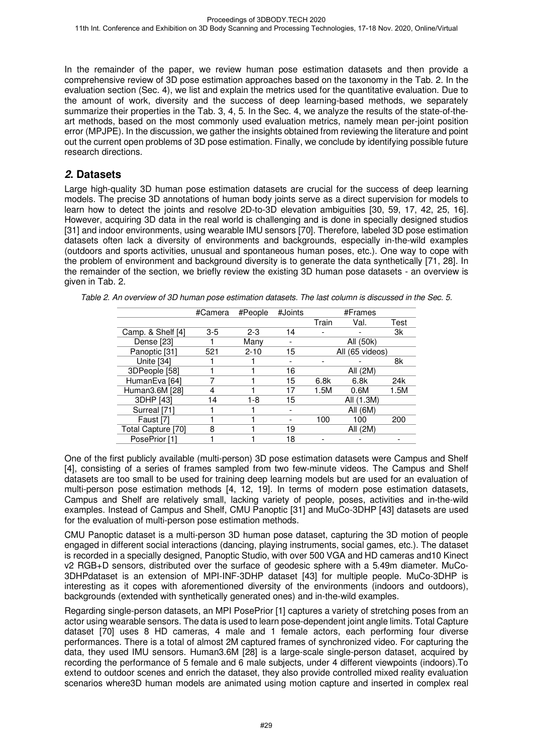In the remainder of the paper, we review human pose estimation datasets and then provide a comprehensive review of 3D pose estimation approaches based on the taxonomy in the Tab. 2. In the evaluation section (Sec. 4), we list and explain the metrics used for the quantitative evaluation. Due to the amount of work, diversity and the success of deep learning-based methods, we separately summarize their properties in the Tab. 3, 4, 5. In the Sec. 4, we analyze the results of the state-of-the-art methods, based on the most commonly used evaluation metrics, namely mean per-joint position error (MPJPE). In the discussion, we gather the insights obtained from reviewing the literature and point out the current open problems of 3D pose estimation. Finally, we conclude by identifying possible future research directions.

## *2.* Datasets

Large high-quality 3D human pose estimation datasets are crucial for the success of deep learning models. The precise 3D annotations of human body joints serve as a direct supervision for models to learn how to detect the joints and resolve 2D-to-3D elevation ambiguities [30, 59, 17, 42, 25, 16]. However, acquiring 3D data in the real world is challenging and is done in specially designed studios [31] and indoor environments, using wearable IMU sensors [70]. Therefore, labeled 3D pose estimation datasets often lack a diversity of environments and backgrounds, especially in-the-wild examples (outdoors and sports activities, unusual and spontaneous human poses, etc.). One way to cope with the problem of environment and background diversity is to generate the data synthetically [71, 28]. In the remainder of the section, we briefly review the existing 3D human pose datasets - an overview is given in Tab. 2.

*Table 2. An overview of 3D human pose estimation datasets. The last column is discussed in the Sec. 5.*

| | #Camera | #People | #Joints | #Frames | | |
|---|---|---|---|---|---|---|
| | | | | Train | Val. | Test |
| Camp. & Shelf [4] | 3-5 | 2-3 | 14 | - | - | 3k |
| Dense [23] | 1 | Many | - | All (50k) | | |
| Panoptic [31] | 521 | 2-10 | 15 | All (65 videos) | | |
| Unite [34] | 1 | 1 | - | - | - | 8k |
| 3DPeople [58] | 1 | 1 | 16 | All (2M) | | |
| HumanEva [64] | 7 | 1 | 15 | 6.8k | 6.8k | 24k |
| Human3.6M [28] | 4 | 1 | 17 | 1.5M | 0.6M | 1.5M |
| 3DHP [43] | 14 | 1-8 | 15 | All (1.3M) | | |
| Surreal [71] | 1 | 1 | - | All (6M) | | |
| Faust [7] | 1 | 1 | - | 100 | 100 | 200 |
| Total Capture [70] | 8 | 1 | 19 | All (2M) | | |
| PosePrior [1] | 1 | 1 | 18 | - | - | - |

One of the first publicly available (multi-person) 3D pose estimation datasets were Campus and Shelf [4], consisting of a series of frames sampled from two few-minute videos. The Campus and Shelf datasets are too small to be used for training deep learning models but are used for an evaluation of multi-person pose estimation methods [4, 12, 19]. In terms of modern pose estimation datasets, Campus and Shelf are relatively small, lacking variety of people, poses, activities and in-the-wild examples. Instead of Campus and Shelf, CMU Panoptic [31] and MuCo-3DHP [43] datasets are used for the evaluation of multi-person pose estimation methods.

CMU Panoptic dataset is a multi-person 3D human pose dataset, capturing the 3D motion of people engaged in different social interactions (dancing, playing instruments, social games, etc.). The dataset is recorded in a specially designed, Panoptic Studio, with over 500 VGA and HD cameras and10 Kinect v2 RGB+D sensors, distributed over the surface of geodesic sphere with a 5.49m diameter. MuCo-3DHPdataset is an extension of MPI-INF-3DHP dataset [43] for multiple people. MuCo-3DHP is interesting as it copes with aforementioned diversity of the environments (indoors and outdoors), backgrounds (extended with synthetically generated ones) and in-the-wild examples.

Regarding single-person datasets, an MPI PosePrior [1] captures a variety of stretching poses from an actor using wearable sensors. The data is used to learn pose-dependent joint angle limits. Total Capture dataset [70] uses 8 HD cameras, 4 male and 1 female actors, each performing four diverse performances. There is a total of almost 2M captured frames of synchronized video. For capturing the data, they used IMU sensors. Human3.6M [28] is a large-scale single-person dataset, acquired by recording the performance of 5 female and 6 male subjects, under 4 different viewpoints (indoors).To extend to outdoor scenes and enrich the dataset, they also provide controlled mixed reality evaluation scenarios where3D human models are animated using motion capture and inserted in complex real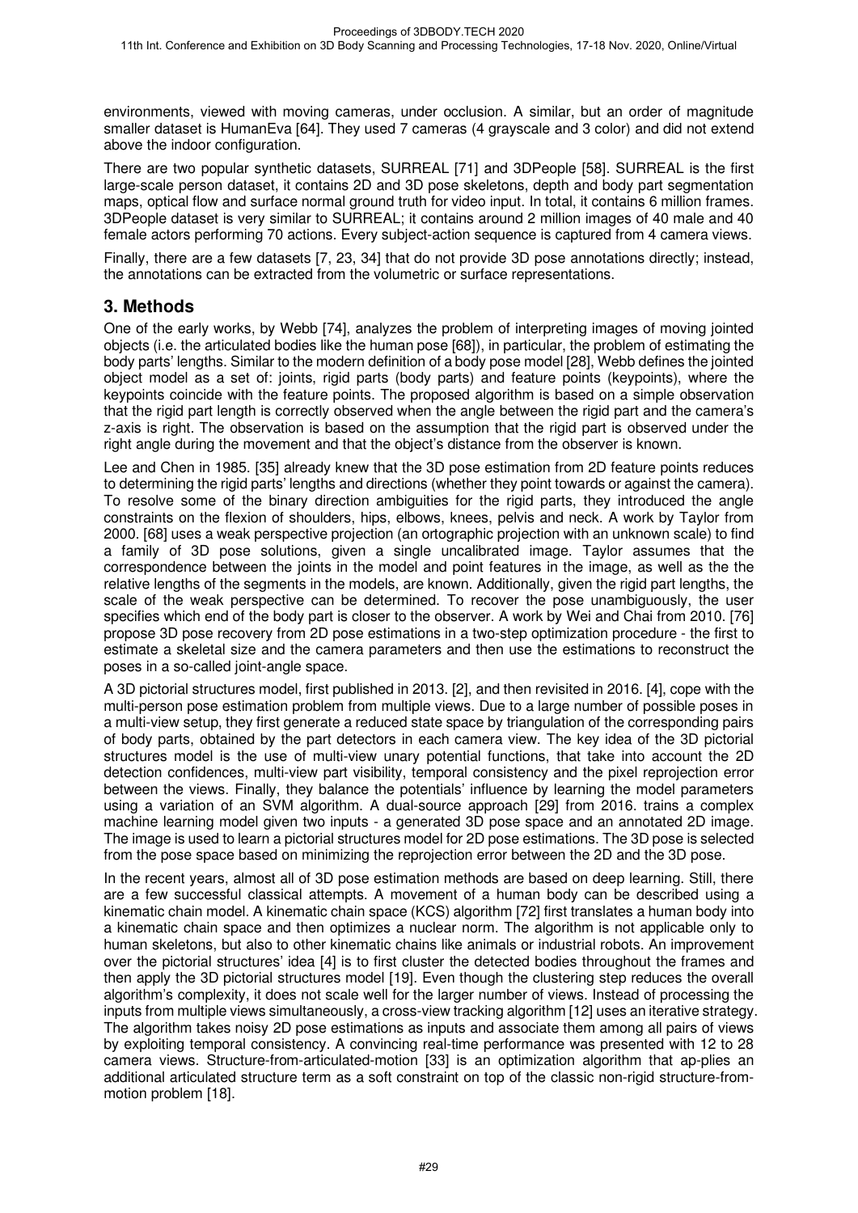environments, viewed with moving cameras, under occlusion. A similar, but an order of magnitude smaller dataset is HumanEva [64]. They used 7 cameras (4 grayscale and 3 color) and did not extend above the indoor configuration.

There are two popular synthetic datasets, SURREAL [71] and 3DPeople [58]. SURREAL is the first large-scale person dataset, it contains 2D and 3D pose skeletons, depth and body part segmentation maps, optical flow and surface normal ground truth for video input. In total, it contains 6 million frames. 3DPeople dataset is very similar to SURREAL; it contains around 2 million images of 40 male and 40 female actors performing 70 actions. Every subject-action sequence is captured from 4 camera views.

Finally, there are a few datasets [7, 23, 34] that do not provide 3D pose annotations directly; instead, the annotations can be extracted from the volumetric or surface representations.

## 3. Methods

One of the early works, by Webb [74], analyzes the problem of interpreting images of moving jointed objects (i.e. the articulated bodies like the human pose [68]), in particular, the problem of estimating the body parts' lengths. Similar to the modern definition of a body pose model [28], Webb defines the jointed object model as a set of: joints, rigid parts (body parts) and feature points (keypoints), where the keypoints coincide with the feature points. The proposed algorithm is based on a simple observation that the rigid part length is correctly observed when the angle between the rigid part and the camera's z-axis is right. The observation is based on the assumption that the rigid part is observed under the right angle during the movement and that the object's distance from the observer is known.

Lee and Chen in 1985. [35] already knew that the 3D pose estimation from 2D feature points reduces to determining the rigid parts' lengths and directions (whether they point towards or against the camera). To resolve some of the binary direction ambiguities for the rigid parts, they introduced the angle constraints on the flexion of shoulders, hips, elbows, knees, pelvis and neck. A work by Taylor from 2000. [68] uses a weak perspective projection (an ortographic projection with an unknown scale) to find a family of 3D pose solutions, given a single uncalibrated image. Taylor assumes that the correspondence between the joints in the model and point features in the image, as well as the the relative lengths of the segments in the models, are known. Additionally, given the rigid part lengths, the scale of the weak perspective can be determined. To recover the pose unambiguously, the user specifies which end of the body part is closer to the observer. A work by Wei and Chai from 2010. [76] propose 3D pose recovery from 2D pose estimations in a two-step optimization procedure - the first to estimate a skeletal size and the camera parameters and then use the estimations to reconstruct the poses in a so-called joint-angle space.

A 3D pictorial structures model, first published in 2013. [2], and then revisited in 2016. [4], cope with the multi-person pose estimation problem from multiple views. Due to a large number of possible poses in a multi-view setup, they first generate a reduced state space by triangulation of the corresponding pairs of body parts, obtained by the part detectors in each camera view. The key idea of the 3D pictorial structures model is the use of multi-view unary potential functions, that take into account the 2D detection confidences, multi-view part visibility, temporal consistency and the pixel reprojection error between the views. Finally, they balance the potentials' influence by learning the model parameters using a variation of an SVM algorithm. A dual-source approach [29] from 2016. trains a complex machine learning model given two inputs - a generated 3D pose space and an annotated 2D image. The image is used to learn a pictorial structures model for 2D pose estimations. The 3D pose is selected from the pose space based on minimizing the reprojection error between the 2D and the 3D pose.

In the recent years, almost all of 3D pose estimation methods are based on deep learning. Still, there are a few successful classical attempts. A movement of a human body can be described using a kinematic chain model. A kinematic chain space (KCS) algorithm [72] first translates a human body into a kinematic chain space and then optimizes a nuclear norm. The algorithm is not applicable only to human skeletons, but also to other kinematic chains like animals or industrial robots. An improvement over the pictorial structures' idea [4] is to first cluster the detected bodies throughout the frames and then apply the 3D pictorial structures model [19]. Even though the clustering step reduces the overall algorithm's complexity, it does not scale well for the larger number of views. Instead of processing the inputs from multiple views simultaneously, a cross-view tracking algorithm [12] uses an iterative strategy. The algorithm takes noisy 2D pose estimations as inputs and associate them among all pairs of views by exploiting temporal consistency. A convincing real-time performance was presented with 12 to 28 camera views. Structure-from-articulated-motion [33] is an optimization algorithm that ap-plies an additional articulated structure term as a soft constraint on top of the classic non-rigid structure-from-motion problem [18].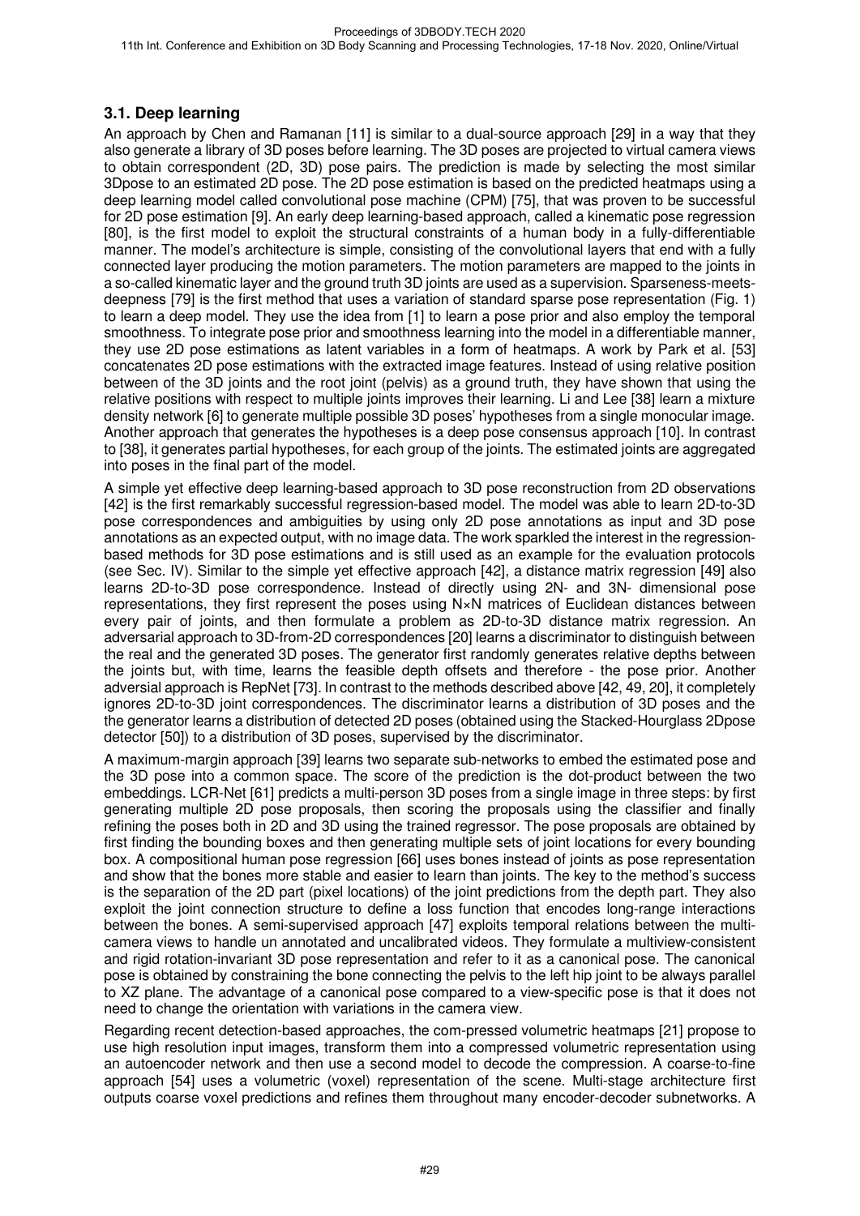### 3.1. Deep learning

An approach by Chen and Ramanan [11] is similar to a dual-source approach [29] in a way that they also generate a library of 3D poses before learning. The 3D poses are projected to virtual camera views to obtain correspondent (2D, 3D) pose pairs. The prediction is made by selecting the most similar 3Dpose to an estimated 2D pose. The 2D pose estimation is based on the predicted heatmaps using a deep learning model called convolutional pose machine (CPM) [75], that was proven to be successful for 2D pose estimation [9]. An early deep learning-based approach, called a kinematic pose regression [80], is the first model to exploit the structural constraints of a human body in a fully-differentiable manner. The model's architecture is simple, consisting of the convolutional layers that end with a fully connected layer producing the motion parameters. The motion parameters are mapped to the joints in a so-called kinematic layer and the ground truth 3D joints are used as a supervision. Sparseness-meets-deepness [79] is the first method that uses a variation of standard sparse pose representation (Fig. 1) to learn a deep model. They use the idea from [1] to learn a pose prior and also employ the temporal smoothness. To integrate pose prior and smoothness learning into the model in a differentiable manner, they use 2D pose estimations as latent variables in a form of heatmaps. A work by Park et al. [53] concatenates 2D pose estimations with the extracted image features. Instead of using relative position between of the 3D joints and the root joint (pelvis) as a ground truth, they have shown that using the relative positions with respect to multiple joints improves their learning. Li and Lee [38] learn a mixture density network [6] to generate multiple possible 3D poses' hypotheses from a single monocular image. Another approach that generates the hypotheses is a deep pose consensus approach [10]. In contrast to [38], it generates partial hypotheses, for each group of the joints. The estimated joints are aggregated into poses in the final part of the model.

A simple yet effective deep learning-based approach to 3D pose reconstruction from 2D observations [42] is the first remarkably successful regression-based model. The model was able to learn 2D-to-3D pose correspondences and ambiguities by using only 2D pose annotations as input and 3D pose annotations as an expected output, with no image data. The work sparkled the interest in the regression-based methods for 3D pose estimations and is still used as an example for the evaluation protocols (see Sec. IV). Similar to the simple yet effective approach [42], a distance matrix regression [49] also learns 2D-to-3D pose correspondence. Instead of directly using 2N- and 3N- dimensional pose representations, they first represent the poses using N×N matrices of Euclidean distances between every pair of joints, and then formulate a problem as 2D-to-3D distance matrix regression. An adversarial approach to 3D-from-2D correspondences [20] learns a discriminator to distinguish between the real and the generated 3D poses. The generator first randomly generates relative depths between the joints but, with time, learns the feasible depth offsets and therefore - the pose prior. Another adversial approach is RepNet [73]. In contrast to the methods described above [42, 49, 20], it completely ignores 2D-to-3D joint correspondences. The discriminator learns a distribution of 3D poses and the generator learns a distribution of detected 2D poses (obtained using the Stacked-Hourglass 2Dpose detector [50]) to a distribution of 3D poses, supervised by the discriminator.

A maximum-margin approach [39] learns two separate sub-networks to embed the estimated pose and the 3D pose into a common space. The score of the prediction is the dot-product between the two embeddings. LCR-Net [61] predicts a multi-person 3D poses from a single image in three steps: by first generating multiple 2D pose proposals, then scoring the proposals using the classifier and finally refining the poses both in 2D and 3D using the trained regressor. The pose proposals are obtained by first finding the bounding boxes and then generating multiple sets of joint locations for every bounding box. A compositional human pose regression [66] uses bones instead of joints as pose representation and show that the bones more stable and easier to learn than joints. The key to the method's success is the separation of the 2D part (pixel locations) of the joint predictions from the depth part. They also exploit the joint connection structure to define a loss function that encodes long-range interactions between the bones. A semi-supervised approach [47] exploits temporal relations between the multi-camera views to handle un annotated and uncalibrated videos. They formulate a multiview-consistent and rigid rotation-invariant 3D pose representation and refer to it as a canonical pose. The canonical pose is obtained by constraining the bone connecting the pelvis to the left hip joint to be always parallel to XZ plane. The advantage of a canonical pose compared to a view-specific pose is that it does not need to change the orientation with variations in the camera view.

Regarding recent detection-based approaches, the com-pressed volumetric heatmaps [21] propose to use high resolution input images, transform them into a compressed volumetric representation using an autoencoder network and then use a second model to decode the compression. A coarse-to-fine approach [54] uses a volumetric (voxel) representation of the scene. Multi-stage architecture first outputs coarse voxel predictions and refines them throughout many encoder-decoder subnetworks. A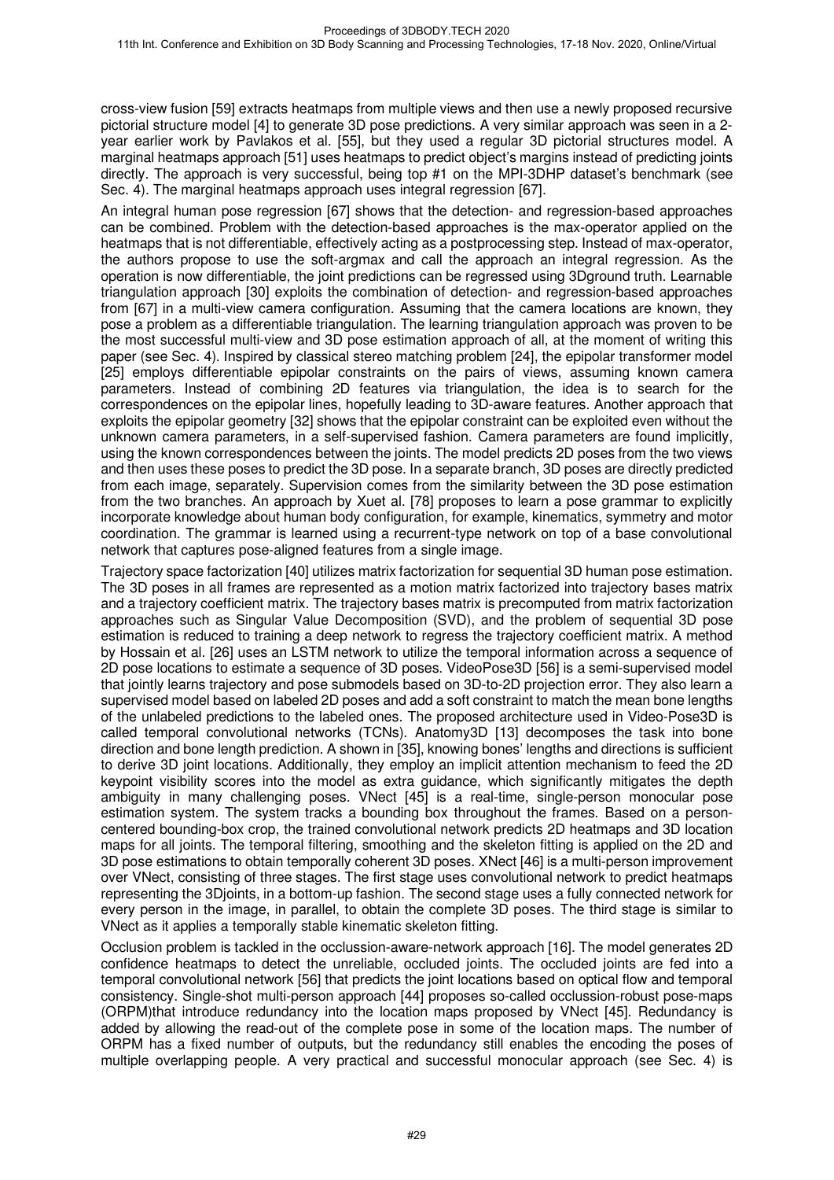cross-view fusion [59] extracts heatmaps from multiple views and then use a newly proposed recursive pictorial structure model [4] to generate 3D pose predictions. A very similar approach was seen in a 2-year earlier work by Pavlakos et al. [55], but they used a regular 3D pictorial structures model. A marginal heatmaps approach [51] uses heatmaps to predict object's margins instead of predicting joints directly. The approach is very successful, being top #1 on the MPI-3DHP dataset's benchmark (see Sec. 4). The marginal heatmaps approach uses integral regression [67].

An integral human pose regression [67] shows that the detection- and regression-based approaches can be combined. Problem with the detection-based approaches is the max-operator applied on the heatmaps that is not differentiable, effectively acting as a postprocessing step. Instead of max-operator, the authors propose to use the soft-argmax and call the approach an integral regression. As the operation is now differentiable, the joint predictions can be regressed using 3Dground truth. Learnable triangulation approach [30] exploits the combination of detection- and regression-based approaches from [67] in a multi-view camera configuration. Assuming that the camera locations are known, they pose a problem as a differentiable triangulation. The learning triangulation approach was proven to be the most successful multi-view and 3D pose estimation approach of all, at the moment of writing this paper (see Sec. 4). Inspired by classical stereo matching problem [24], the epipolar transformer model [25] employs differentiable epipolar constraints on the pairs of views, assuming known camera parameters. Instead of combining 2D features via triangulation, the idea is to search for the correspondences on the epipolar lines, hopefully leading to 3D-aware features. Another approach that exploits the epipolar geometry [32] shows that the epipolar constraint can be exploited even without the unknown camera parameters, in a self-supervised fashion. Camera parameters are found implicitly, using the known correspondences between the joints. The model predicts 2D poses from the two views and then uses these poses to predict the 3D pose. In a separate branch, 3D poses are directly predicted from each image, separately. Supervision comes from the similarity between the 3D pose estimation from the two branches. An approach by Xuet al. [78] proposes to learn a pose grammar to explicitly incorporate knowledge about human body configuration, for example, kinematics, symmetry and motor coordination. The grammar is learned using a recurrent-type network on top of a base convolutional network that captures pose-aligned features from a single image.

Trajectory space factorization [40] utilizes matrix factorization for sequential 3D human pose estimation. The 3D poses in all frames are represented as a motion matrix factorized into trajectory bases matrix and a trajectory coefficient matrix. The trajectory bases matrix is precomputed from matrix factorization approaches such as Singular Value Decomposition (SVD), and the problem of sequential 3D pose estimation is reduced to training a deep network to regress the trajectory coefficient matrix. A method by Hossain et al. [26] uses an LSTM network to utilize the temporal information across a sequence of 2D pose locations to estimate a sequence of 3D poses. VideoPose3D [56] is a semi-supervised model that jointly learns trajectory and pose submodels based on 3D-to-2D projection error. They also learn a supervised model based on labeled 2D poses and add a soft constraint to match the mean bone lengths of the unlabeled predictions to the labeled ones. The proposed architecture used in Video-Pose3D is called temporal convolutional networks (TCNs). Anatomy3D [13] decomposes the task into bone direction and bone length prediction. A shown in [35], knowing bones' lengths and directions is sufficient to derive 3D joint locations. Additionally, they employ an implicit attention mechanism to feed the 2D keypoint visibility scores into the model as extra guidance, which significantly mitigates the depth ambiguity in many challenging poses. VNect [45] is a real-time, single-person monocular pose estimation system. The system tracks a bounding box throughout the frames. Based on a person-centered bounding-box crop, the trained convolutional network predicts 2D heatmaps and 3D location maps for all joints. The temporal filtering, smoothing and the skeleton fitting is applied on the 2D and 3D pose estimations to obtain temporally coherent 3D poses. XNect [46] is a multi-person improvement over VNect, consisting of three stages. The first stage uses convolutional network to predict heatmaps representing the 3Djoints, in a bottom-up fashion. The second stage uses a fully connected network for every person in the image, in parallel, to obtain the complete 3D poses. The third stage is similar to VNect as it applies a temporally stable kinematic skeleton fitting.

Occlusion problem is tackled in the occlussion-aware-network approach [16]. The model generates 2D confidence heatmaps to detect the unreliable, occluded joints. The occluded joints are fed into a temporal convolutional network [56] that predicts the joint locations based on optical flow and temporal consistency. Single-shot multi-person approach [44] proposes so-called occlussion-robust pose-maps (ORPM)that introduce redundancy into the location maps proposed by VNect [45]. Redundancy is added by allowing the read-out of the complete pose in some of the location maps. The number of ORPM has a fixed number of outputs, but the redundancy still enables the encoding the poses of multiple overlapping people. A very practical and successful monocular approach (see Sec. 4) is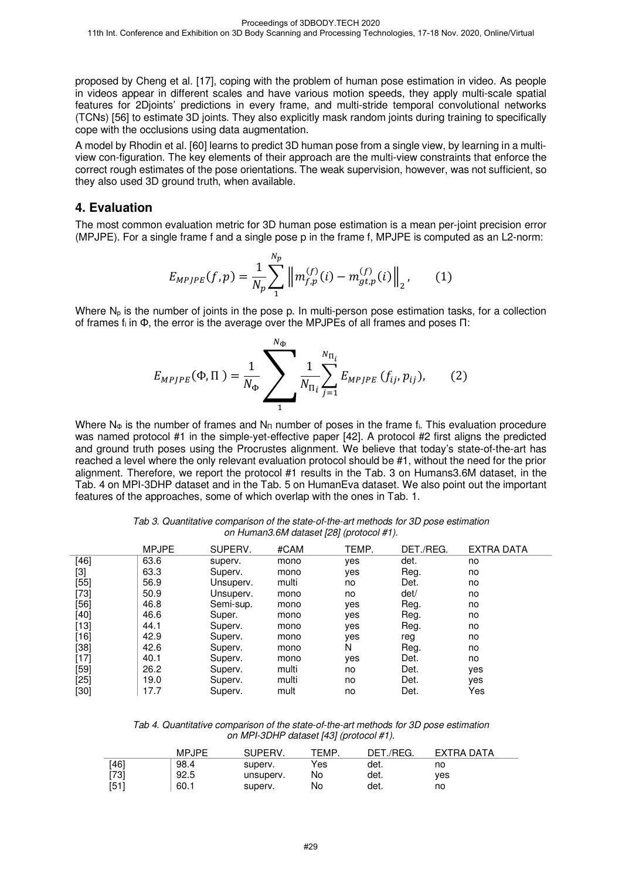proposed by Cheng et al. [17], coping with the problem of human pose estimation in video. As people in videos appear in different scales and have various motion speeds, they apply multi-scale spatial features for 2Djoints' predictions in every frame, and multi-stride temporal convolutional networks (TCNs) [56] to estimate 3D joints. They also explicitly mask random joints during training to specifically cope with the occlusions using data augmentation.

A model by Rhodin et al. [60] learns to predict 3D human pose from a single view, by learning in a multi-view con-figuration. The key elements of their approach are the multi-view constraints that enforce the correct rough estimates of the pose orientations. The weak supervision, however, was not sufficient, so they also used 3D ground truth, when available.

## 4. Evaluation

The most common evaluation metric for 3D human pose estimation is a mean per-joint precision error (MPJPE). For a single frame f and a single pose p in the frame f, MPJPE is computed as an L2-norm:

$$E_{MPJPE}(f,p) = \frac{1}{N_p} \sum_{1}^{N_p} \left\| m_{f,p}^{(f)}(i) - m_{gt,p}^{(f)}(i) \right\|_2, \qquad (1)$$

Where $N_p$ is the number of joints in the pose p. In multi-person pose estimation tasks, for a collection of frames $f_i$ in Φ, the error is the average over the MPJPEs of all frames and poses Π:

$$E_{MPJPE}(\Phi,\Pi) = \frac{1}{N_\Phi} \sum_{1}^{N_\Phi} \frac{1}{N_{\Pi_i}} \sum_{j=1}^{N_{\Pi_i}} E_{MPJPE}(f_{ij}, p_{ij}), \qquad (2)$$

Where $N_\Phi$ is the number of frames and $N_\Pi$ number of poses in the frame $f_i$. This evaluation procedure was named protocol #1 in the simple-yet-effective paper [42]. A protocol #2 first aligns the predicted and ground truth poses using the Procrustes alignment. We believe that today's state-of-the-art has reached a level where the only relevant evaluation protocol should be #1, without the need for the prior alignment. Therefore, we report the protocol #1 results in the Tab. 3 on Humans3.6M dataset, in the Tab. 4 on MPI-3DHP dataset and in the Tab. 5 on HumanEva dataset. We also point out the important features of the approaches, some of which overlap with the ones in Tab. 1.

*Tab 3. Quantitative comparison of the state-of-the-art methods for 3D pose estimation on Human3.6M dataset [28] (protocol #1).*

| | MPJPE | SUPERV. | #CAM | TEMP. | DET./REG. | EXTRA DATA |
|---|---|---|---|---|---|---|
| [46] | 63.6 | superv. | mono | yes | det. | no |
| [3] | 63.3 | Superv. | mono | yes | Reg. | no |
| [55] | 56.9 | Unsuperv. | multi | no | Det. | no |
| [73] | 50.9 | Unsuperv. | mono | no | det/ | no |
| [56] | 46.8 | Semi-sup. | mono | yes | Reg. | no |
| [40] | 46.6 | Super. | mono | yes | Reg. | no |
| [13] | 44.1 | Superv. | mono | yes | Reg. | no |
| [16] | 42.9 | Superv. | mono | yes | reg | no |
| [38] | 42.6 | Superv. | mono | N | Reg. | no |
| [17] | 40.1 | Superv. | mono | yes | Det. | no |
| [59] | 26.2 | Superv. | multi | no | Det. | yes |
| [25] | 19.0 | Superv. | multi | no | Det. | yes |
| [30] | 17.7 | Superv. | mult | no | Det. | Yes |

*Tab 4. Quantitative comparison of the state-of-the-art methods for 3D pose estimation on MPI-3DHP dataset [43] (protocol #1).*

| | MPJPE | SUPERV. | TEMP. | DET./REG. | EXTRA DATA |
|---|---|---|---|---|---|
| [46] | 98.4 | superv. | Yes | det. | no |
| [73] | 92.5 | unsuperv. | No | det. | yes |
| [51] | 60.1 | superv. | No | det. | no |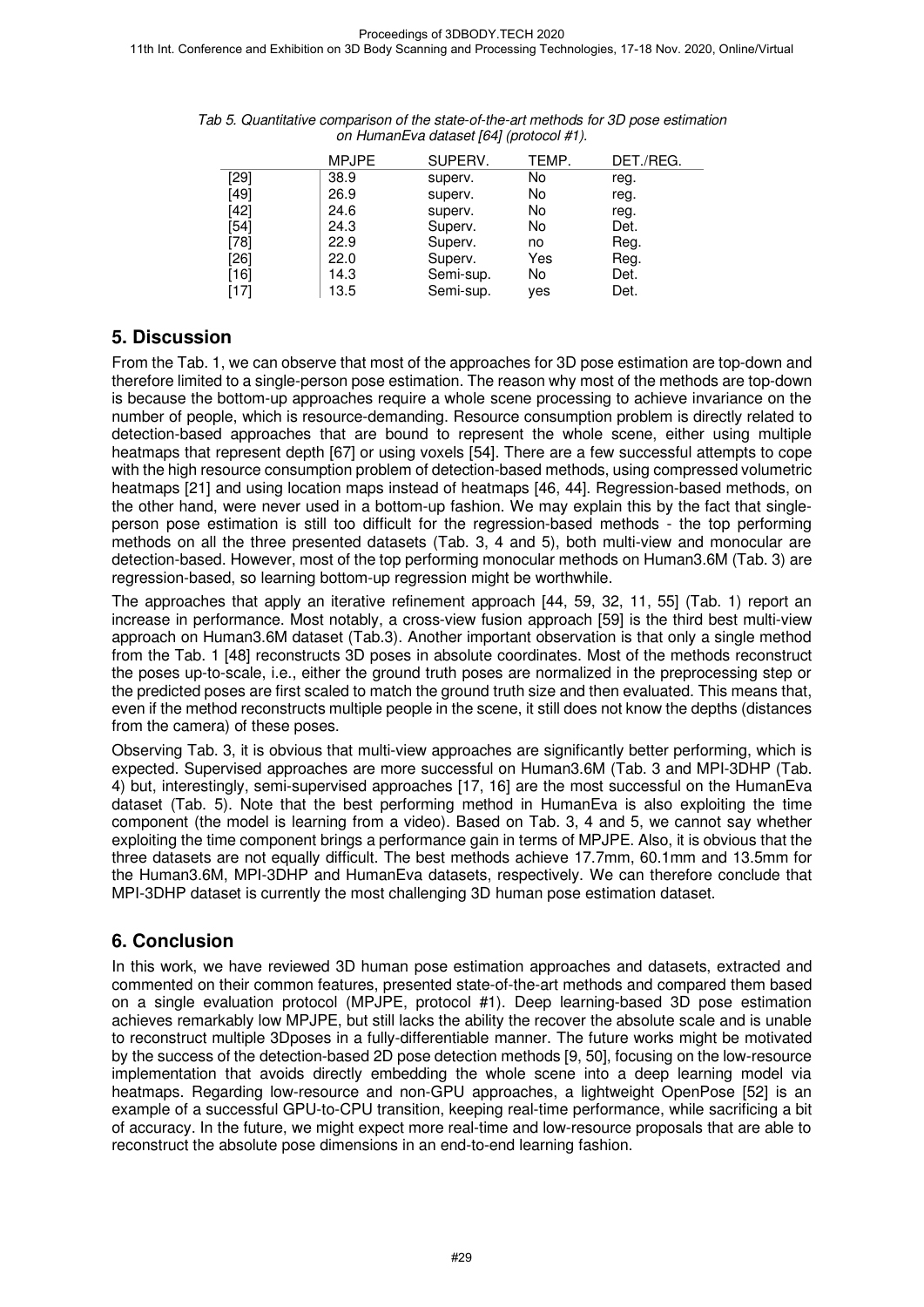*Tab 5. Quantitative comparison of the state-of-the-art methods for 3D pose estimation on HumanEva dataset [64] (protocol #1).*

| | MPJPE | SUPERV. | TEMP. | DET./REG. |
|---|---|---|---|---|
| [29] | 38.9 | superv. | No | reg. |
| [49] | 26.9 | superv. | No | reg. |
| [42] | 24.6 | superv. | No | reg. |
| [54] | 24.3 | Superv. | No | Det. |
| [78] | 22.9 | Superv. | no | Reg. |
| [26] | 22.0 | Superv. | Yes | Reg. |
| [16] | 14.3 | Semi-sup. | No | Det. |
| [17] | 13.5 | Semi-sup. | yes | Det. |

## 5. Discussion

From the Tab. 1, we can observe that most of the approaches for 3D pose estimation are top-down and therefore limited to a single-person pose estimation. The reason why most of the methods are top-down is because the bottom-up approaches require a whole scene processing to achieve invariance on the number of people, which is resource-demanding. Resource consumption problem is directly related to detection-based approaches that are bound to represent the whole scene, either using multiple heatmaps that represent depth [67] or using voxels [54]. There are a few successful attempts to cope with the high resource consumption problem of detection-based methods, using compressed volumetric heatmaps [21] and using location maps instead of heatmaps [46, 44]. Regression-based methods, on the other hand, were never used in a bottom-up fashion. We may explain this by the fact that single-person pose estimation is still too difficult for the regression-based methods - the top performing methods on all the three presented datasets (Tab. 3, 4 and 5), both multi-view and monocular are detection-based. However, most of the top performing monocular methods on Human3.6M (Tab. 3) are regression-based, so learning bottom-up regression might be worthwhile.

The approaches that apply an iterative refinement approach [44, 59, 32, 11, 55] (Tab. 1) report an increase in performance. Most notably, a cross-view fusion approach [59] is the third best multi-view approach on Human3.6M dataset (Tab.3). Another important observation is that only a single method from the Tab. 1 [48] reconstructs 3D poses in absolute coordinates. Most of the methods reconstruct the poses up-to-scale, i.e., either the ground truth poses are normalized in the preprocessing step or the predicted poses are first scaled to match the ground truth size and then evaluated. This means that, even if the method reconstructs multiple people in the scene, it still does not know the depths (distances from the camera) of these poses.

Observing Tab. 3, it is obvious that multi-view approaches are significantly better performing, which is expected. Supervised approaches are more successful on Human3.6M (Tab. 3 and MPI-3DHP (Tab. 4) but, interestingly, semi-supervised approaches [17, 16] are the most successful on the HumanEva dataset (Tab. 5). Note that the best performing method in HumanEva is also exploiting the time component (the model is learning from a video). Based on Tab. 3, 4 and 5, we cannot say whether exploiting the time component brings a performance gain in terms of MPJPE. Also, it is obvious that the three datasets are not equally difficult. The best methods achieve 17.7mm, 60.1mm and 13.5mm for the Human3.6M, MPI-3DHP and HumanEva datasets, respectively. We can therefore conclude that MPI-3DHP dataset is currently the most challenging 3D human pose estimation dataset.

## 6. Conclusion

In this work, we have reviewed 3D human pose estimation approaches and datasets, extracted and commented on their common features, presented state-of-the-art methods and compared them based on a single evaluation protocol (MPJPE, protocol #1). Deep learning-based 3D pose estimation achieves remarkably low MPJPE, but still lacks the ability the recover the absolute scale and is unable to reconstruct multiple 3Dposes in a fully-differentiable manner. The future works might be motivated by the success of the detection-based 2D pose detection methods [9, 50], focusing on the low-resource implementation that avoids directly embedding the whole scene into a deep learning model via heatmaps. Regarding low-resource and non-GPU approaches, a lightweight OpenPose [52] is an example of a successful GPU-to-CPU transition, keeping real-time performance, while sacrificing a bit of accuracy. In the future, we might expect more real-time and low-resource proposals that are able to reconstruct the absolute pose dimensions in an end-to-end learning fashion.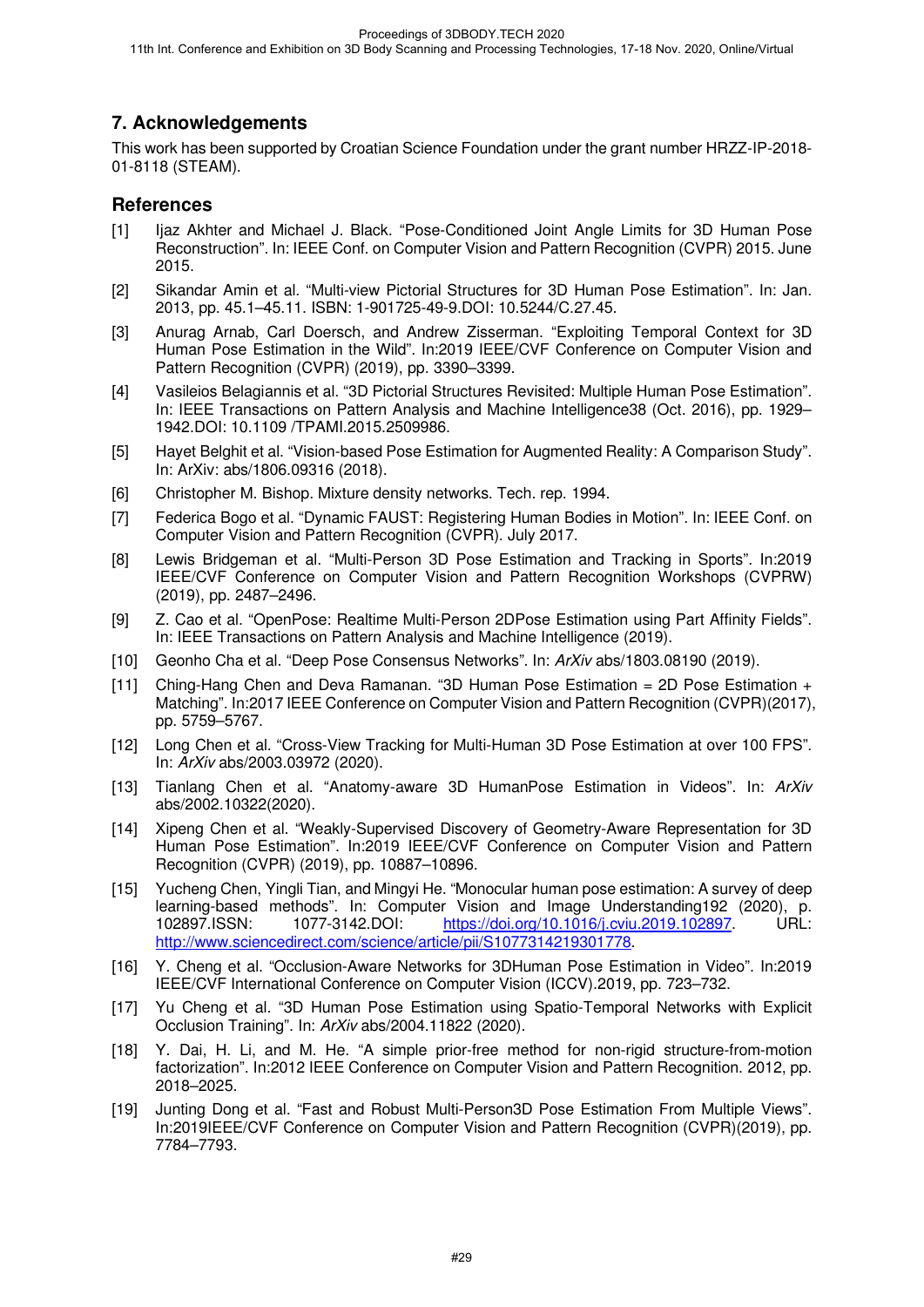## 7. Acknowledgements

This work has been supported by Croatian Science Foundation under the grant number HRZZ-IP-2018-01-8118 (STEAM).

## References

[1] Ijaz Akhter and Michael J. Black. “Pose-Conditioned Joint Angle Limits for 3D Human Pose Reconstruction”. In: IEEE Conf. on Computer Vision and Pattern Recognition (CVPR) 2015. June 2015.

[2] Sikandar Amin et al. “Multi-view Pictorial Structures for 3D Human Pose Estimation”. In: Jan. 2013, pp. 45.1–45.11. ISBN: 1-901725-49-9.DOI: 10.5244/C.27.45.

[3] Anurag Arnab, Carl Doersch, and Andrew Zisserman. “Exploiting Temporal Context for 3D Human Pose Estimation in the Wild”. In:2019 IEEE/CVF Conference on Computer Vision and Pattern Recognition (CVPR) (2019), pp. 3390–3399.

[4] Vasileios Belagiannis et al. “3D Pictorial Structures Revisited: Multiple Human Pose Estimation”. In: IEEE Transactions on Pattern Analysis and Machine Intelligence38 (Oct. 2016), pp. 1929–1942.DOI: 10.1109 /TPAMI.2015.2509986.

[5] Hayet Belghit et al. “Vision-based Pose Estimation for Augmented Reality: A Comparison Study”. In: ArXiv: abs/1806.09316 (2018).

[6] Christopher M. Bishop. Mixture density networks. Tech. rep. 1994.

[7] Federica Bogo et al. “Dynamic FAUST: Registering Human Bodies in Motion”. In: IEEE Conf. on Computer Vision and Pattern Recognition (CVPR). July 2017.

[8] Lewis Bridgeman et al. “Multi-Person 3D Pose Estimation and Tracking in Sports”. In:2019 IEEE/CVF Conference on Computer Vision and Pattern Recognition Workshops (CVPRW) (2019), pp. 2487–2496.

[9] Z. Cao et al. “OpenPose: Realtime Multi-Person 2DPose Estimation using Part Affinity Fields”. In: IEEE Transactions on Pattern Analysis and Machine Intelligence (2019).

[10] Geonho Cha et al. “Deep Pose Consensus Networks”. In: *ArXiv* abs/1803.08190 (2019).

[11] Ching-Hang Chen and Deva Ramanan. “3D Human Pose Estimation = 2D Pose Estimation + Matching”. In:2017 IEEE Conference on Computer Vision and Pattern Recognition (CVPR)(2017), pp. 5759–5767.

[12] Long Chen et al. “Cross-View Tracking for Multi-Human 3D Pose Estimation at over 100 FPS”. In: *ArXiv* abs/2003.03972 (2020).

[13] Tianlang Chen et al. “Anatomy-aware 3D HumanPose Estimation in Videos”. In: *ArXiv* abs/2002.10322(2020).

[14] Xipeng Chen et al. “Weakly-Supervised Discovery of Geometry-Aware Representation for 3D Human Pose Estimation”. In:2019 IEEE/CVF Conference on Computer Vision and Pattern Recognition (CVPR) (2019), pp. 10887–10896.

[15] Yucheng Chen, Yingli Tian, and Mingyi He. “Monocular human pose estimation: A survey of deep learning-based methods”. In: Computer Vision and Image Understanding192 (2020), p. 102897.ISSN: 1077-3142.DOI: https://doi.org/10.1016/j.cviu.2019.102897. URL: http://www.sciencedirect.com/science/article/pii/S1077314219301778.

[16] Y. Cheng et al. “Occlusion-Aware Networks for 3DHuman Pose Estimation in Video”. In:2019 IEEE/CVF International Conference on Computer Vision (ICCV).2019, pp. 723–732.

[17] Yu Cheng et al. “3D Human Pose Estimation using Spatio-Temporal Networks with Explicit Occlusion Training”. In: *ArXiv* abs/2004.11822 (2020).

[18] Y. Dai, H. Li, and M. He. “A simple prior-free method for non-rigid structure-from-motion factorization”. In:2012 IEEE Conference on Computer Vision and Pattern Recognition. 2012, pp. 2018–2025.

[19] Junting Dong et al. “Fast and Robust Multi-Person3D Pose Estimation From Multiple Views”. In:2019IEEE/CVF Conference on Computer Vision and Pattern Recognition (CVPR)(2019), pp. 7784–7793.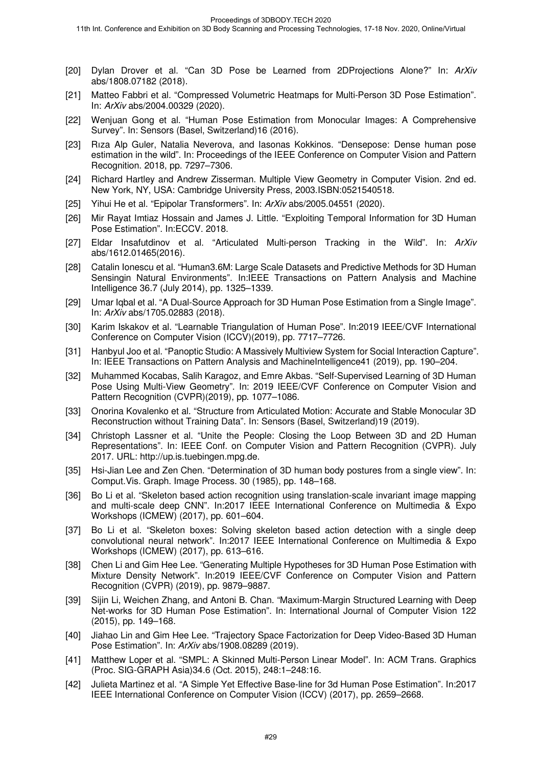[20] Dylan Drover et al. "Can 3D Pose be Learned from 2DProjections Alone?" In: *ArXiv* abs/1808.07182 (2018).

[21] Matteo Fabbri et al. "Compressed Volumetric Heatmaps for Multi-Person 3D Pose Estimation". In: *ArXiv* abs/2004.00329 (2020).

[22] Wenjuan Gong et al. "Human Pose Estimation from Monocular Images: A Comprehensive Survey". In: Sensors (Basel, Switzerland)16 (2016).

[23] Rıza Alp Guler, Natalia Neverova, and Iasonas Kokkinos. "Densepose: Dense human pose estimation in the wild". In: Proceedings of the IEEE Conference on Computer Vision and Pattern Recognition. 2018, pp. 7297–7306.

[24] Richard Hartley and Andrew Zisserman. Multiple View Geometry in Computer Vision. 2nd ed. New York, NY, USA: Cambridge University Press, 2003.ISBN:0521540518.

[25] Yihui He et al. "Epipolar Transformers". In: *ArXiv* abs/2005.04551 (2020).

[26] Mir Rayat Imtiaz Hossain and James J. Little. "Exploiting Temporal Information for 3D Human Pose Estimation". In:ECCV. 2018.

[27] Eldar Insafutdinov et al. "Articulated Multi-person Tracking in the Wild". In: *ArXiv* abs/1612.01465(2016).

[28] Catalin Ionescu et al. "Human3.6M: Large Scale Datasets and Predictive Methods for 3D Human Sensingin Natural Environments". In:IEEE Transactions on Pattern Analysis and Machine Intelligence 36.7 (July 2014), pp. 1325–1339.

[29] Umar Iqbal et al. "A Dual-Source Approach for 3D Human Pose Estimation from a Single Image". In: *ArXiv* abs/1705.02883 (2018).

[30] Karim Iskakov et al. "Learnable Triangulation of Human Pose". In:2019 IEEE/CVF International Conference on Computer Vision (ICCV)(2019), pp. 7717–7726.

[31] Hanbyul Joo et al. "Panoptic Studio: A Massively Multiview System for Social Interaction Capture". In: IEEE Transactions on Pattern Analysis and MachineIntelligence41 (2019), pp. 190–204.

[32] Muhammed Kocabas, Salih Karagoz, and Emre Akbas. "Self-Supervised Learning of 3D Human Pose Using Multi-View Geometry". In: 2019 IEEE/CVF Conference on Computer Vision and Pattern Recognition (CVPR)(2019), pp. 1077–1086.

[33] Onorina Kovalenko et al. "Structure from Articulated Motion: Accurate and Stable Monocular 3D Reconstruction without Training Data". In: Sensors (Basel, Switzerland)19 (2019).

[34] Christoph Lassner et al. "Unite the People: Closing the Loop Between 3D and 2D Human Representations". In: IEEE Conf. on Computer Vision and Pattern Recognition (CVPR). July 2017. URL: http://up.is.tuebingen.mpg.de.

[35] Hsi-Jian Lee and Zen Chen. "Determination of 3D human body postures from a single view". In: Comput.Vis. Graph. Image Process. 30 (1985), pp. 148–168.

[36] Bo Li et al. "Skeleton based action recognition using translation-scale invariant image mapping and multi-scale deep CNN". In:2017 IEEE International Conference on Multimedia & Expo Workshops (ICMEW) (2017), pp. 601–604.

[37] Bo Li et al. "Skeleton boxes: Solving skeleton based action detection with a single deep convolutional neural network". In:2017 IEEE International Conference on Multimedia & Expo Workshops (ICMEW) (2017), pp. 613–616.

[38] Chen Li and Gim Hee Lee. "Generating Multiple Hypotheses for 3D Human Pose Estimation with Mixture Density Network". In:2019 IEEE/CVF Conference on Computer Vision and Pattern Recognition (CVPR) (2019), pp. 9879–9887.

[39] Sijin Li, Weichen Zhang, and Antoni B. Chan. "Maximum-Margin Structured Learning with Deep Net-works for 3D Human Pose Estimation". In: International Journal of Computer Vision 122 (2015), pp. 149–168.

[40] Jiahao Lin and Gim Hee Lee. "Trajectory Space Factorization for Deep Video-Based 3D Human Pose Estimation". In: *ArXiv* abs/1908.08289 (2019).

[41] Matthew Loper et al. "SMPL: A Skinned Multi-Person Linear Model". In: ACM Trans. Graphics (Proc. SIG-GRAPH Asia)34.6 (Oct. 2015), 248:1–248:16.

[42] Julieta Martinez et al. "A Simple Yet Effective Base-line for 3d Human Pose Estimation". In:2017 IEEE International Conference on Computer Vision (ICCV) (2017), pp. 2659–2668.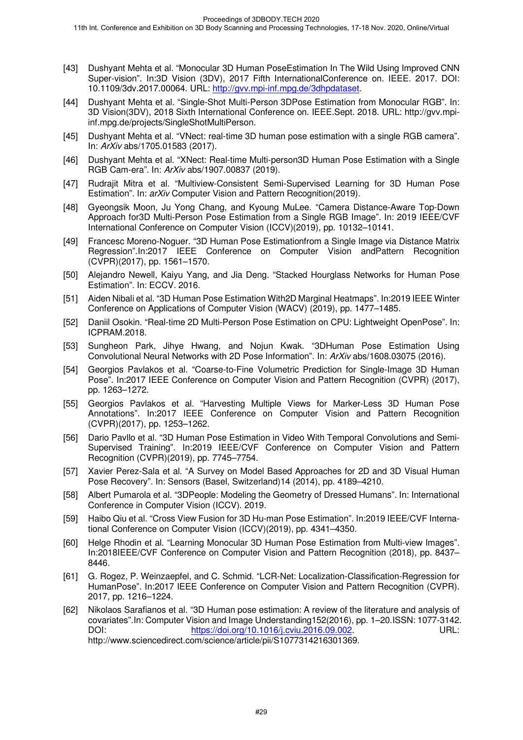[43] Dushyant Mehta et al. "Monocular 3D Human PoseEstimation In The Wild Using Improved CNN Super-vision". In:3D Vision (3DV), 2017 Fifth InternationalConference on. IEEE. 2017. DOI: 10.1109/3dv.2017.00064. URL: http://gvv.mpi-inf.mpg.de/3dhpdataset.

[44] Dushyant Mehta et al. "Single-Shot Multi-Person 3DPose Estimation from Monocular RGB". In: 3D Vision(3DV), 2018 Sixth International Conference on. IEEE.Sept. 2018. URL: http://gvv.mpi-inf.mpg.de/projects/SingleShotMultiPerson.

[45] Dushyant Mehta et al. "VNect: real-time 3D human pose estimation with a single RGB camera". In: *ArXiv* abs/1705.01583 (2017).

[46] Dushyant Mehta et al. "XNect: Real-time Multi-person3D Human Pose Estimation with a Single RGB Cam-era". In: *ArXiv* abs/1907.00837 (2019).

[47] Rudrajit Mitra et al. "Multiview-Consistent Semi-Supervised Learning for 3D Human Pose Estimation". In: *arXiv* Computer Vision and Pattern Recognition(2019).

[48] Gyeongsik Moon, Ju Yong Chang, and Kyoung MuLee. "Camera Distance-Aware Top-Down Approach for3D Multi-Person Pose Estimation from a Single RGB Image". In: 2019 IEEE/CVF International Conference on Computer Vision (ICCV)(2019), pp. 10132–10141.

[49] Francesc Moreno-Noguer. "3D Human Pose Estimationfrom a Single Image via Distance Matrix Regression".In:2017 IEEE Conference on Computer Vision andPattern Recognition (CVPR)(2017), pp. 1561–1570.

[50] Alejandro Newell, Kaiyu Yang, and Jia Deng. "Stacked Hourglass Networks for Human Pose Estimation". In: ECCV. 2016.

[51] Aiden Nibali et al. "3D Human Pose Estimation With2D Marginal Heatmaps". In:2019 IEEE Winter Conference on Applications of Computer Vision (WACV) (2019), pp. 1477–1485.

[52] Daniil Osokin. "Real-time 2D Multi-Person Pose Estimation on CPU: Lightweight OpenPose". In: ICPRAM.2018.

[53] Sungheon Park, Jihye Hwang, and Nojun Kwak. "3DHuman Pose Estimation Using Convolutional Neural Networks with 2D Pose Information". In: *ArXiv* abs/1608.03075 (2016).

[54] Georgios Pavlakos et al. "Coarse-to-Fine Volumetric Prediction for Single-Image 3D Human Pose". In:2017 IEEE Conference on Computer Vision and Pattern Recognition (CVPR) (2017), pp. 1263–1272.

[55] Georgios Pavlakos et al. "Harvesting Multiple Views for Marker-Less 3D Human Pose Annotations". In:2017 IEEE Conference on Computer Vision and Pattern Recognition (CVPR)(2017), pp. 1253–1262.

[56] Dario Pavllo et al. "3D Human Pose Estimation in Video With Temporal Convolutions and Semi-Supervised Training". In:2019 IEEE/CVF Conference on Computer Vision and Pattern Recognition (CVPR)(2019), pp. 7745–7754.

[57] Xavier Perez-Sala et al. "A Survey on Model Based Approaches for 2D and 3D Visual Human Pose Recovery". In: Sensors (Basel, Switzerland)14 (2014), pp. 4189–4210.

[58] Albert Pumarola et al. "3DPeople: Modeling the Geometry of Dressed Humans". In: International Conference in Computer Vision (ICCV). 2019.

[59] Haibo Qiu et al. "Cross View Fusion for 3D Hu-man Pose Estimation". In:2019 IEEE/CVF International Conference on Computer Vision (ICCV)(2019), pp. 4341–4350.

[60] Helge Rhodin et al. "Learning Monocular 3D Human Pose Estimation from Multi-view Images". In:2018IEEE/CVF Conference on Computer Vision and Pattern Recognition (2018), pp. 8437–8446.

[61] G. Rogez, P. Weinzaepfel, and C. Schmid. "LCR-Net: Localization-Classification-Regression for HumanPose". In:2017 IEEE Conference on Computer Vision and Pattern Recognition (CVPR). 2017, pp. 1216–1224.

[62] Nikolaos Sarafianos et al. "3D Human pose estimation: A review of the literature and analysis of covariates".In: Computer Vision and Image Understanding152(2016), pp. 1–20.ISSN: 1077-3142. DOI: https://doi.org/10.1016/j.cviu.2016.09.002. URL: http://www.sciencedirect.com/science/article/pii/S1077314216301369.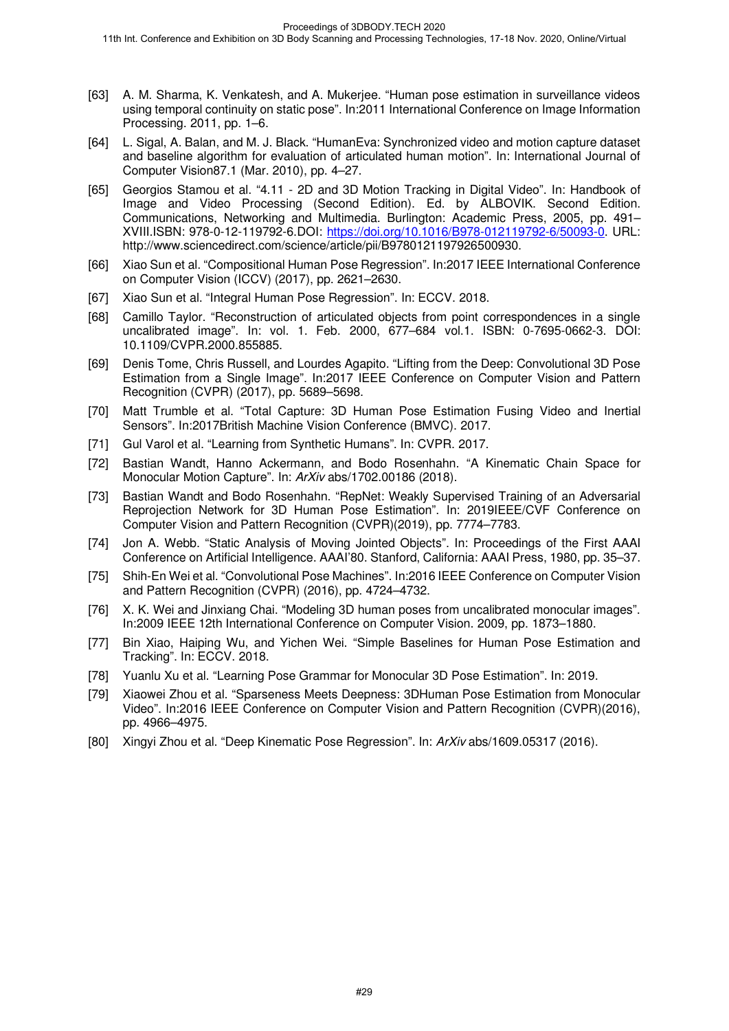- [63] A. M. Sharma, K. Venkatesh, and A. Mukerjee. "Human pose estimation in surveillance videos using temporal continuity on static pose". In:2011 International Conference on Image Information Processing. 2011, pp. 1–6.
- [64] L. Sigal, A. Balan, and M. J. Black. "HumanEva: Synchronized video and motion capture dataset and baseline algorithm for evaluation of articulated human motion". In: International Journal of Computer Vision87.1 (Mar. 2010), pp. 4–27.
- [65] Georgios Stamou et al. "4.11 - 2D and 3D Motion Tracking in Digital Video". In: Handbook of Image and Video Processing (Second Edition). Ed. by ALBOVIK. Second Edition. Communications, Networking and Multimedia. Burlington: Academic Press, 2005, pp. 491–XVIII.ISBN: 978-0-12-119792-6.DOI: https://doi.org/10.1016/B978-012119792-6/50093-0. URL: http://www.sciencedirect.com/science/article/pii/B9780121197926500930.
- [66] Xiao Sun et al. "Compositional Human Pose Regression". In:2017 IEEE International Conference on Computer Vision (ICCV) (2017), pp. 2621–2630.
- [67] Xiao Sun et al. "Integral Human Pose Regression". In: ECCV. 2018.
- [68] Camillo Taylor. "Reconstruction of articulated objects from point correspondences in a single uncalibrated image". In: vol. 1. Feb. 2000, 677–684 vol.1. ISBN: 0-7695-0662-3. DOI: 10.1109/CVPR.2000.855885.
- [69] Denis Tome, Chris Russell, and Lourdes Agapito. "Lifting from the Deep: Convolutional 3D Pose Estimation from a Single Image". In:2017 IEEE Conference on Computer Vision and Pattern Recognition (CVPR) (2017), pp. 5689–5698.
- [70] Matt Trumble et al. "Total Capture: 3D Human Pose Estimation Fusing Video and Inertial Sensors". In:2017British Machine Vision Conference (BMVC). 2017.
- [71] Gul Varol et al. "Learning from Synthetic Humans". In: CVPR. 2017.
- [72] Bastian Wandt, Hanno Ackermann, and Bodo Rosenhahn. "A Kinematic Chain Space for Monocular Motion Capture". In: *ArXiv* abs/1702.00186 (2018).
- [73] Bastian Wandt and Bodo Rosenhahn. "RepNet: Weakly Supervised Training of an Adversarial Reprojection Network for 3D Human Pose Estimation". In: 2019IEEE/CVF Conference on Computer Vision and Pattern Recognition (CVPR)(2019), pp. 7774–7783.
- [74] Jon A. Webb. "Static Analysis of Moving Jointed Objects". In: Proceedings of the First AAAI Conference on Artificial Intelligence. AAAI'80. Stanford, California: AAAI Press, 1980, pp. 35–37.
- [75] Shih-En Wei et al. "Convolutional Pose Machines". In:2016 IEEE Conference on Computer Vision and Pattern Recognition (CVPR) (2016), pp. 4724–4732.
- [76] X. K. Wei and Jinxiang Chai. "Modeling 3D human poses from uncalibrated monocular images". In:2009 IEEE 12th International Conference on Computer Vision. 2009, pp. 1873–1880.
- [77] Bin Xiao, Haiping Wu, and Yichen Wei. "Simple Baselines for Human Pose Estimation and Tracking". In: ECCV. 2018.
- [78] Yuanlu Xu et al. "Learning Pose Grammar for Monocular 3D Pose Estimation". In: 2019.
- [79] Xiaowei Zhou et al. "Sparseness Meets Deepness: 3DHuman Pose Estimation from Monocular Video". In:2016 IEEE Conference on Computer Vision and Pattern Recognition (CVPR)(2016), pp. 4966–4975.
- [80] Xingyi Zhou et al. "Deep Kinematic Pose Regression". In: *ArXiv* abs/1609.05317 (2016).